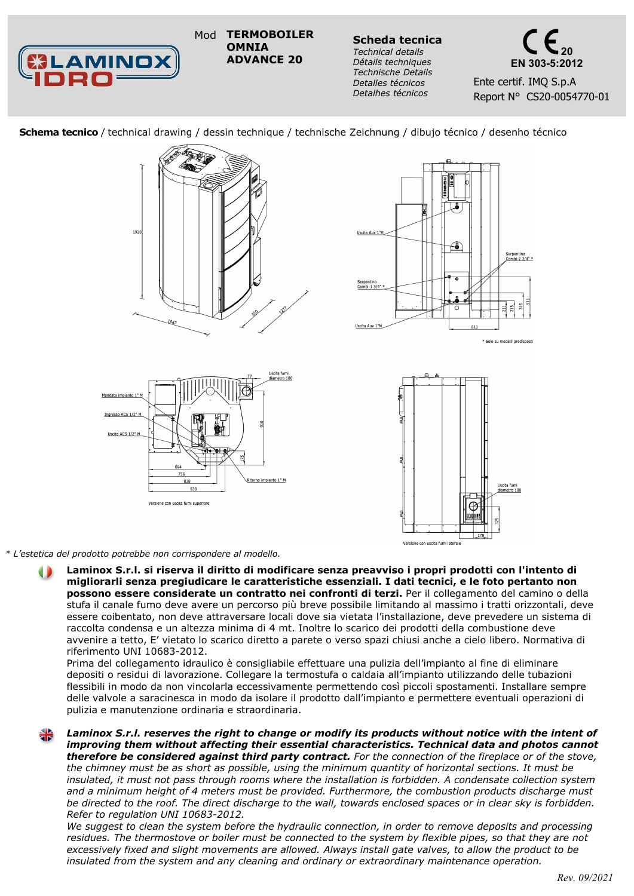LAMINOX IDRO

Mod **TERMOBOILER OMNIA ADVANCE 20**

**Scheda tecnica**
*Technical details*
*Détails techniques*
*Technische Details*
*Detalles técnicos*
*Detalhes técnicos*

CE 20
**EN 303-5:2012**
Ente certif. IMQ S.p.A
Report N° CS20-0054770-01

**Schema tecnico** / technical drawing / dessin technique / technische Zeichnung / dibujo técnico / desenho técnico

1920
1087
820
1277

Uscita Aux 1"M
Serpentino Combi-1 3/4" *
Uscita Aux 1"M
Serpentino Combi-2 3/4" *
211
215
315
511
611

* Solo su modelli predisposti

Mandata impianto 1" M
Ingresso ACS 1/2" M
Uscita ACS 1/2" M
Uscita fumi diametro 100
77
910
175
694
756
838
938
Ritorno impianto 1" M

Versione con uscita fumi superiore

Uscita fumi diametro 100
325
178

Versione con uscita fumi laterale

* L'estetica del prodotto potrebbe non corrispondere al modello.

**Laminox S.r.l. si riserva il diritto di modificare senza preavviso i propri prodotti con l'intento di migliorarli senza pregiudicare le caratteristiche essenziali. I dati tecnici, e le foto pertanto non possono essere considerate un contratto nei confronti di terzi.** Per il collegamento del camino o della stufa il canale fumo deve avere un percorso più breve possibile limitando al massimo i tratti orizzontali, deve essere coibentato, non deve attraversare locali dove sia vietata l'installazione, deve prevedere un sistema di raccolta condensa e un altezza minima di 4 mt. Inoltre lo scarico dei prodotti della combustione deve avvenire a tetto, E' vietato lo scarico diretto a parete o verso spazi chiusi anche a cielo libero. Normativa di riferimento UNI 10683-2012.
Prima del collegamento idraulico è consigliabile effettuare una pulizia dell'impianto al fine di eliminare depositi o residui di lavorazione. Collegare la termostufa o caldaia all'impianto utilizzando delle tubazioni flessibili in modo da non vincolarla eccessivamente permettendo così piccoli spostamenti. Installare sempre delle valvole a saracinesca in modo da isolare il prodotto dall'impianto e permettere eventuali operazioni di pulizia e manutenzione ordinaria e straordinaria.

***Laminox S.r.l. reserves the right to change or modify its products without notice with the intent of improving them without affecting their essential characteristics. Technical data and photos cannot therefore be considered against third party contract.*** *For the connection of the fireplace or of the stove, the chimney must be as short as possible, using the minimum quantity of horizontal sections. It must be insulated, it must not pass through rooms where the installation is forbidden. A condensate collection system and a minimum height of 4 meters must be provided. Furthermore, the combustion products discharge must be directed to the roof. The direct discharge to the wall, towards enclosed spaces or in clear sky is forbidden. Refer to regulation UNI 10683-2012.*
*We suggest to clean the system before the hydraulic connection, in order to remove deposits and processing residues. The thermostove or boiler must be connected to the system by flexible pipes, so that they are not excessively fixed and slight movements are allowed. Always install gate valves, to allow the product to be insulated from the system and any cleaning and ordinary or extraordinary maintenance operation.*

*Rev. 09/2021*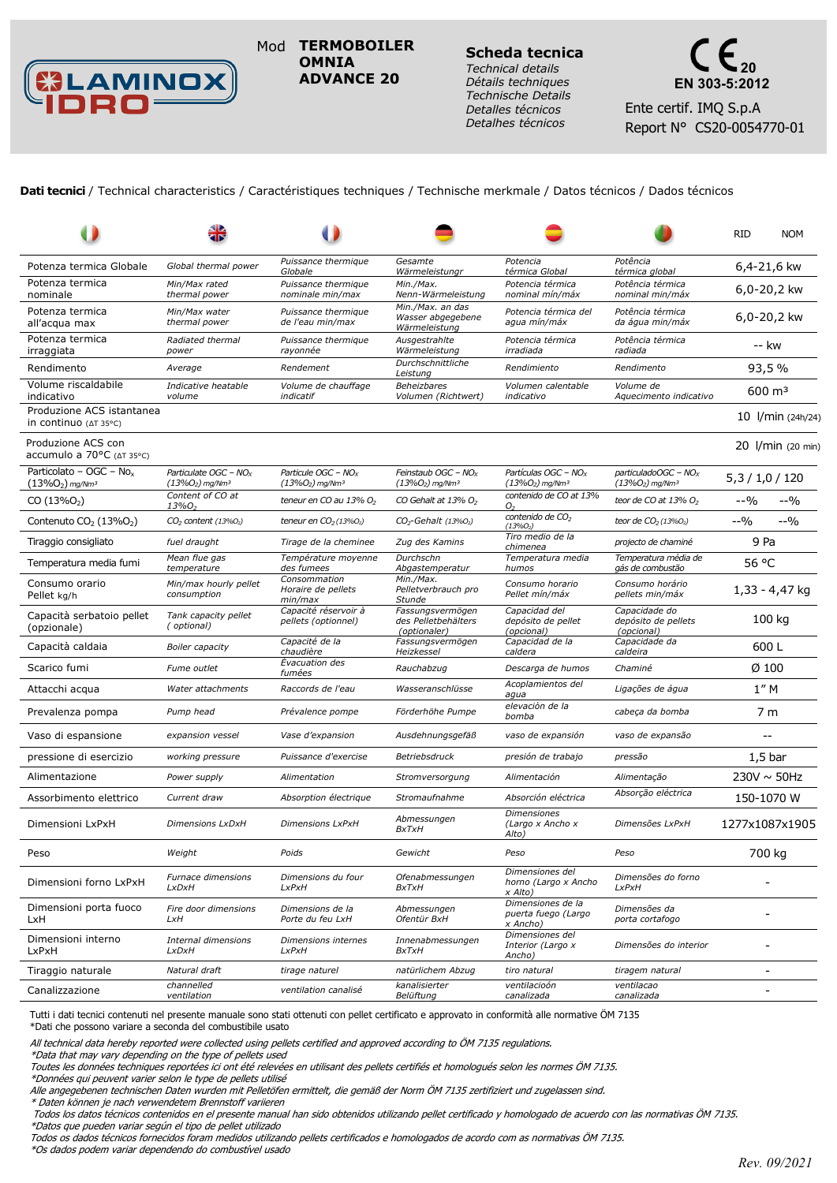Mod **TERMOBOILER OMNIA ADVANCE 20**

**LAMINOX IDRO**

## Scheda tecnica

*Technical details*
*Détails techniques*
*Technische Details*
*Detalles técnicos*
*Detalhes técnicos*

CE 20
**EN 303-5:2012**
Ente certif. IMQ S.p.A
Report N° CS20-0054770-01

**Dati tecnici** / Technical characteristics / Caractéristiques techniques / Technische merkmale / Datos técnicos / Dados técnicos

| IT | EN | FR | DE | ES | PT | RID NOM |
|---|---|---|---|---|---|---|
| Potenza termica Globale | *Global thermal power* | *Puissance thermique Globale* | *Gesamte Wärmeleistungr* | *Potencia térmica Global* | *Potência térmica global* | 6,4-21,6 kw |
| Potenza termica nominale | *Min/Max rated thermal power* | *Puissance thermique nominale min/max* | *Min./Max. Nenn-Wärmeleistung* | *Potencia térmica nominal mín/máx* | *Potência térmica nominal mín/máx* | 6,0-20,2 kw |
| Potenza termica all'acqua max | *Min/Max water thermal power* | *Puissance thermique de l'eau min/max* | *Min./Max. an das Wasser abgegebene Wärmeleistung* | *Potencia térmica del agua mín/máx* | *Potência térmica da água mín/máx* | 6,0-20,2 kw |
| Potenza termica irraggiata | *Radiated thermal power* | *Puissance thermique rayonnée* | *Ausgestrahlte Wärmeleistung* | *Potencia térmica irradiada* | *Potência térmica radiada* | -- kw |
| Rendimento | *Average* | *Rendement* | *Durchschnittliche Leistung* | *Rendimiento* | *Rendimento* | 93,5 % |
| Volume riscaldabile indicativo | *Indicative heatable volume* | *Volume de chauffage indicatif* | *Beheizbares Volumen (Richtwert)* | *Volumen calentable indicativo* | *Volume de Aquecimento indicativo* | 600 m³ |
| Produzione ACS istantanea in continuo (ΔT 35°C) | | | | | | 10 l/min (24h/24) |
| Produzione ACS con accumulo a 70°C (ΔT 35°C) | | | | | | 20 l/min (20 min) |
| Particolato – OGC – $NO_x$ (13%$O_2$) mg/Nm³ | *Particulate OGC – $NO_x$ (13%$O_2$) mg/Nm³* | *Particule OGC – $NO_x$ (13%$O_2$) mg/Nm³* | *Feinstaub OGC – $NO_x$ (13%$O_2$) mg/Nm³* | *Partículas OGC – $NO_x$ (13%$O_2$) mg/Nm³* | *particuladoOGC – $NO_x$ (13%$O_2$) mg/Nm³* | 5,3 / 1,0 / 120 |
| CO (13%$O_2$) | *Content of CO at 13%$O_2$* | *teneur en CO au 13% $O_2$* | *CO Gehalt at 13% $O_2$* | *contenido de CO at 13% $O_2$* | *teor de CO at 13% $O_2$* | --% --% |
| Contenuto $CO_2$ (13%$O_2$) | *$CO_2$ content (13%$O_2$)* | *teneur en $CO_2$ (13%$O_2$)* | *$CO_2$-Gehalt (13%$O_2$)* | *contenido de $CO_2$ (13%$O_2$)* | *teor de $CO_2$ (13%$O_2$)* | --% --% |
| Tiraggio consigliato | *fuel draught* | *Tirage de la cheminee* | *Zug des Kamins* | *Tiro medio de la chimenea* | *projecto de chaminé* | 9 Pa |
| Temperatura media fumi | *Mean flue gas temperature* | *Température moyenne des fumees* | *Durchschn Abgastemperatur* | *Temperatura media humos* | *Temperatura média de gás de combustão* | 56 °C |
| Consumo orario Pellet kg/h | *Min/max hourly pellet consumption* | *Consommation Horaire de pellets min/max* | *Min./Max. Pelletverbrauch pro Stunde* | *Consumo horario Pellet mín/máx* | *Consumo horário pellets mín/máx* | 1,33 - 4,47 kg |
| Capacità serbatoio pellet (opzionale) | *Tank capacity pellet ( optional)* | *Capacité réservoir à pellets (optionnel)* | *Fassungsvermögen des Pelletbehälters (optionaler)* | *Capacidad del depósito de pellet (opcional)* | *Capacidade do depósito de pellets (opcional)* | 100 kg |
| Capacità caldaia | *Boiler capacity* | *Capacité de la chaudière* | *Fassungsvermögen Heizkessel* | *Capacidad de la caldera* | *Capacidade da caldeira* | 600 L |
| Scarico fumi | *Fume outlet* | *Évacuation des fumées* | *Rauchabzug* | *Descarga de humos* | *Chaminé* | Ø 100 |
| Attacchi acqua | *Water attachments* | *Raccords de l'eau* | *Wasseranschlüsse* | *Acoplamientos del agua* | *Ligações de água* | 1" M |
| Prevalenza pompa | *Pump head* | *Prévalence pompe* | *Förderhöhe Pumpe* | *elevación de la bomba* | *cabeça da bomba* | 7 m |
| Vaso di espansione | *expansion vessel* | *Vase d'expansion* | *Ausdehnungsgefäß* | *vaso de expansión* | *vaso de expansão* | -- |
| pressione di esercizio | *working pressure* | *Puissance d'exercise* | *Betriebsdruck* | *presión de trabajo* | *pressão* | 1,5 bar |
| Alimentazione | *Power supply* | *Alimentation* | *Stromversorgung* | *Alimentación* | *Alimentação* | 230V ~ 50Hz |
| Assorbimento elettrico | *Current draw* | *Absorption électrique* | *Stromaufnahme* | *Absorción eléctrica* | *Absorção eléctrica* | 150-1070 W |
| Dimensioni LxPxH | *Dimensions LxDxH* | *Dimensions LxPxH* | *Abmessungen BxTxH* | *Dimensiones (Largo x Ancho x Alto)* | *Dimensões LxPxH* | 1277x1087x1905 |
| Peso | *Weight* | *Poids* | *Gewicht* | *Peso* | *Peso* | 700 kg |
| Dimensioni forno LxPxH | *Furnace dimensions LxDxH* | *Dimensions du four LxPxH* | *Ofenabmessungen BxTxH* | *Dimensiones del horno (Largo x Ancho x Alto)* | *Dimensões do forno LxPxH* | - |
| Dimensioni porta fuoco LxH | *Fire door dimensions LxH* | *Dimensions de la Porte du feu LxH* | *Abmessungen Ofentür BxH* | *Dimensiones de la puerta fuego (Largo x Ancho)* | *Dimensões da porta cortafogo* | - |
| Dimensioni interno LxPxH | *Internal dimensions LxDxH* | *Dimensions internes LxPxH* | *Innenabmessungen BxTxH* | *Dimensiones del Interior (Largo x Ancho)* | *Dimensões do interior* | - |
| Tiraggio naturale | *Natural draft* | *tirage naturel* | *natürlichem Abzug* | *tiro natural* | *tiragem natural* | - |
| Canalizzazione | *channelled ventilation* | *ventilation canalisé* | *kanalisierter Belüftung* | *ventilacióon canalizada* | *ventilacao canalizada* | - |

Tutti i dati tecnici contenuti nel presente manuale sono stati ottenuti con pellet certificato e approvato in conformità alle normative ÖM 7135
*Dati che possono variare a seconda del combustibile usato

*All technical data hereby reported were collected using pellets certified and approved according to ÖM 7135 regulations.*
*\*Data that may vary depending on the type of pellets used*
*Toutes les données techniques reportées ici ont été relevées en utilisant des pellets certifiés et homologués selon les normes ÖM 7135.*
*\*Données qui peuvent varier selon le type de pellets utilisé*
*Alle angegebenen technischen Daten wurden mit Pelletöfen ermittelt, die gemäß der Norm ÖM 7135 zertifiziert und zugelassen sind.*
*\* Daten können je nach verwendetem Brennstoff variieren*
*Todos los datos técnicos contenidos en el presente manual han sido obtenidos utilizando pellet certificado y homologado de acuerdo con las normativas ÖM 7135.*
*\*Datos que pueden variar según el tipo de pellet utilizado*
*Todos os dados técnicos fornecidos foram medidos utilizando pellets certificados e homologados de acordo com as normativas ÖM 7135.*
*\*Os dados podem variar dependendo do combustível usado*

*Rev. 09/2021*